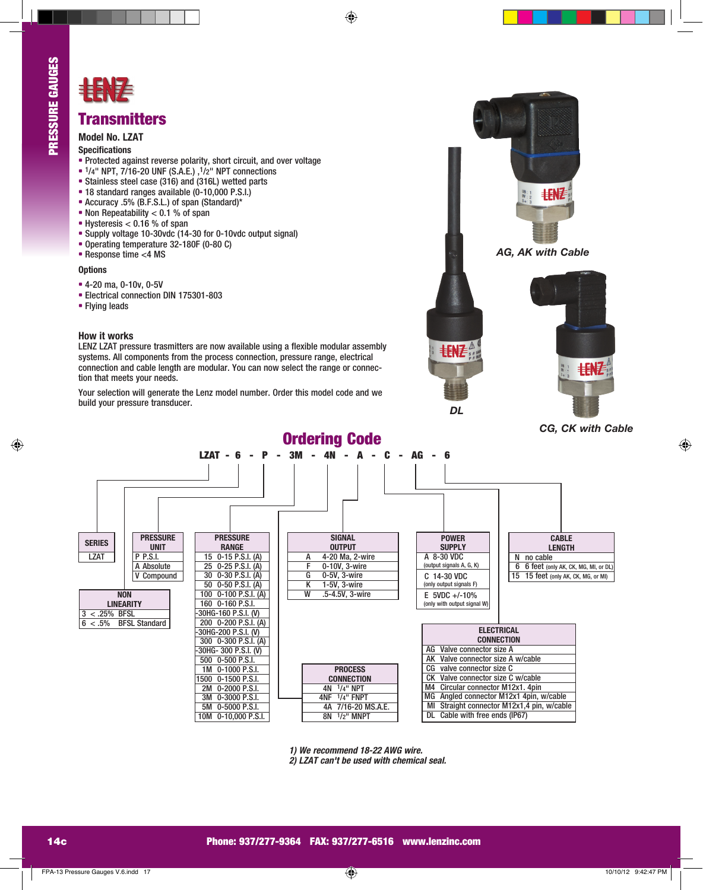PRESSURE GAUGES

LENZ

# Transmitters

## Model No. LZAT

### Specifications

- Protected against reverse polarity, short circuit, and over voltage
- 1/4" NPT, 7/16-20 UNF (S.A.E.) ,1/2" NPT connections
- Stainless steel case (316) and (316L) wetted parts
- 18 standard ranges available (0-10,000 P.S.I.)
- Accuracy .5% (B.F.S.L.) of span (Standard)*
- Non Repeatability < 0.1 % of span
- Hysteresis < 0.16 % of span
- Supply voltage 10-30vdc (14-30 for 0-10vdc output signal)
- Operating temperature 32-180F (0-80 C)
- Response time <4 MS

### Options

- 4-20 ma, 0-10v, 0-5V
- Electrical connection DIN 175301-803
- Flying leads

### How it works

LENZ LZAT pressure trasmitters are now available using a flexible modular assembly systems. All components from the process connection, pressure range, electrical connection and cable length are modular. You can now select the range or connection that meets your needs.

Your selection will generate the Lenz model number. Order this model code and we build your pressure transducer.

*AG, AK with Cable*

*DL*

*CG, CK with Cable*

## Ordering Code

**LZAT - 6 - P - 3M - 4N - A - C - AG - 6**

| SERIES |
|---|
| LZAT |

| NON LINEARITY | |
|---|---|
| 3 | < .25% BFSL |
| 6 | < .5% BFSL Standard |

| PRESSURE UNIT | |
|---|---|
| P | P.S.I. |
| A | Absolute |
| V | Compound |

| PRESSURE RANGE | |
|---|---|
| 15 | 0-15 P.S.I. (A) |
| 25 | 0-25 P.S.I. (A) |
| 30 | 0-30 P.S.I. (A) |
| 50 | 0-50 P.S.I. (A) |
| 100 | 0-100 P.S.I. (A) |
| 160 | 0-160 P.S.I. |
| -30HG-160 | P.S.I. (V) |
| 200 | 0-200 P.S.I. (A) |
| -30HG-200 | P.S.I. (V) |
| 300 | 0-300 P.S.I. (A) |
| -30HG- 300 | P.S.I. (V) |
| 500 | 0-500 P.S.I. |
| 1M | 0-1000 P.S.I. |
| 1500 | 0-1500 P.S.I. |
| 2M | 0-2000 P.S.I. |
| 3M | 0-3000 P.S.I. |
| 5M | 0-5000 P.S.I. |
| 10M | 0-10,000 P.S.I. |

| SIGNAL OUTPUT | |
|---|---|
| A | 4-20 Ma, 2-wire |
| F | 0-10V, 3-wire |
| G | 0-5V, 3-wire |
| K | 1-5V, 3-wire |
| W | .5-4.5V, 3-wire |

| PROCESS CONNECTION | |
|---|---|
| 4N | 1/4" NPT |
| 4NF | 1/4" FNPT |
| 4A | 7/16-20 MS.A.E. |
| 8N | 1/2" MNPT |

| POWER SUPPLY | |
|---|---|
| A | 8-30 VDC (output signals A, G, K) |
| C | 14-30 VDC (only output signals F) |
| E | 5VDC +/-10% (only with output signal W) |

| ELECTRICAL CONNECTION | |
|---|---|
| AG | Valve connector size A |
| AK | Valve connector size A w/cable |
| CG | valve connector size C |
| CK | Valve connector size C w/cable |
| M4 | Circular connector M12x1. 4pin |
| MG | Angled connector M12x1 4pin, w/cable |
| MI | Straight connector M12x1,4 pin, w/cable |
| DL | Cable with free ends (IP67) |

| CABLE LENGTH | |
|---|---|
| N | no cable |
| 6 | 6 feet (only AK, CK, MG, MI, or DL) |
| 15 | 15 feet (only AK, CK, MG, or MI) |

*1) We recommend 18-22 AWG wire.*
*2) LZAT can't be used with chemical seal.*

Phone: 937/277-9364 FAX: 937/277-6516 www.lenzinc.com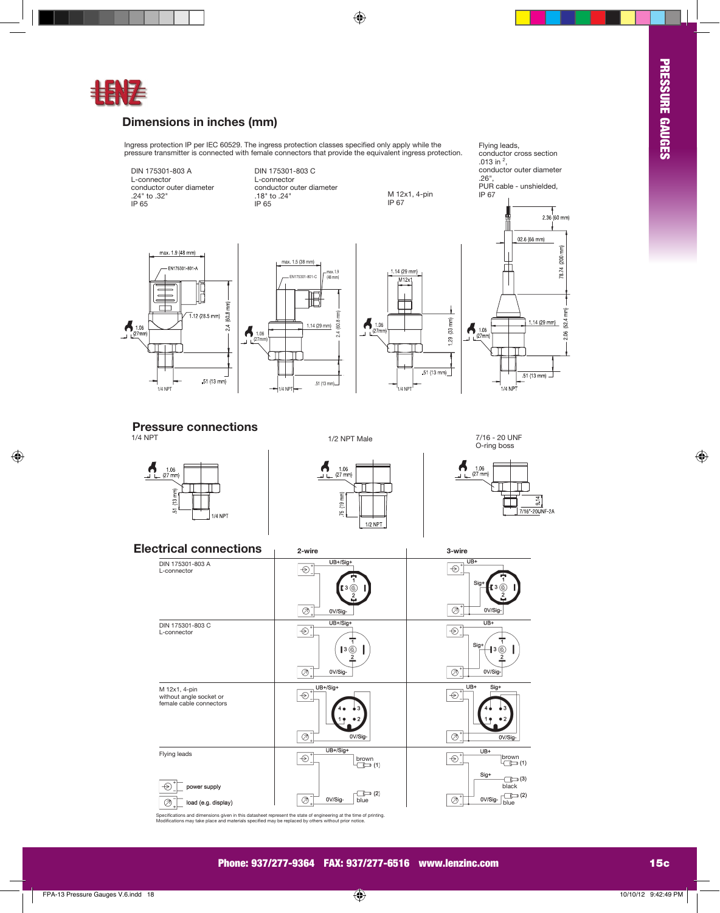# Dimensions in inches (mm)

Ingress protection IP per IEC 60529. The ingress protection classes specified only apply while the pressure transmitter is connected with female connectors that provide the equivalent ingress protection.

DIN 175301-803 A
L-connector
conductor outer diameter
.24" to .32"
IP 65

DIN 175301-803 C
L-connector
conductor outer diameter
.18" to .24"
IP 65

M 12x1, 4-pin
IP 67

Flying leads,
conductor cross section
.013 in²,
conductor outer diameter
.26",
PUR cable - unshielded,
IP 67

max. 1.9 (48 mm)
EN175301-801-A
1.12 (28.5 mm)
2.4 (60.8 mm)
1.06 (27mm)
.51 (13 mm)
1/4 NPT

max. 1.5 (38 mm)
EN175301-801-C
max.1.9 (48 mm)
1.14 (29 mm)
2.4 (60.8 mm)
1.06 (27mm)
.51 (13 mm)
1/4 NPT

1.14 (29 mm)
M12x1
1.06 (27mm)
1.29 (33 mm)
.51 (13 mm)
1/4 NPT

2.36 (60 mm)
Ø2.6 (66 mm)
78.74 (200 mm)
1.14 (29 mm)
2.06 (52.4 mm)
1.06 (27mm)
.51 (13 mm)
1/4 NPT

## Pressure connections

1/4 NPT

1.06 (27 mm)
.51 (13 mm)
1/4 NPT

1/2 NPT Male

1.06 (27 mm)
.75 (19 mm)
1/2 NPT

7/16 - 20 UNF
O-ring boss

1.06 (27 mm)
9.14
7/16"-20UNF-2A

## Electrical connections

| | 2-wire | 3-wire |
|---|---|---|
| DIN 175301-803 A<br>L-connector | UB+/Sig+, 0V/Sig- | UB+, Sig+, 0V/Sig- |
| DIN 175301-803 C<br>L-connector | UB+/Sig+, 0V/Sig- | UB+, Sig+, 0V/Sig- |
| M 12x1, 4-pin<br>without angle socket or<br>female cable connectors | UB+/Sig+, 0V/Sig- | UB+, Sig+, 0V/Sig- |
| Flying leads | UB+/Sig+ brown (1), 0V/Sig- blue (2) | UB+ brown (1), Sig+ black (3), 0V/Sig- blue (2) |

power supply
load (e.g. display)

Specifications and dimensions given in this datasheet represent the state of engineering at the time of printing.
Modifications may take place and materials specified may be replaced by others without prior notice.